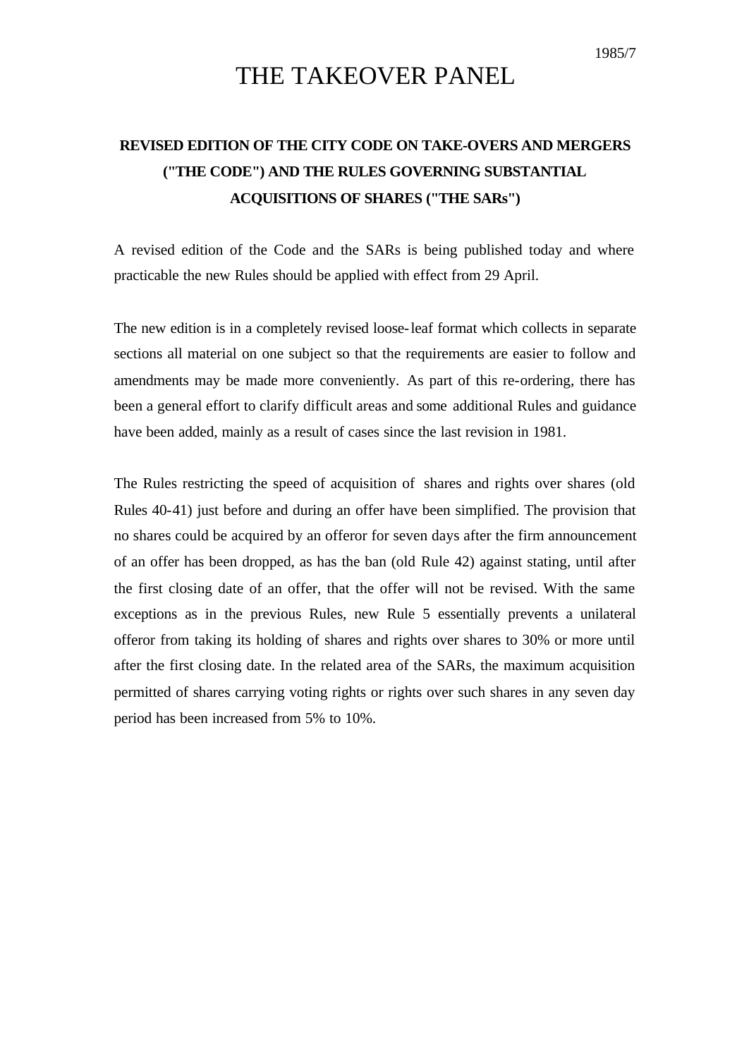1985/7

# THE TAKEOVER PANEL

## REVISED EDITION OF THE CITY CODE ON TAKE-OVERS AND MERGERS ("THE CODE") AND THE RULES GOVERNING SUBSTANTIAL ACQUISITIONS OF SHARES ("THE SARs")

A revised edition of the Code and the SARs is being published today and where practicable the new Rules should be applied with effect from 29 April.

The new edition is in a completely revised loose-leaf format which collects in separate sections all material on one subject so that the requirements are easier to follow and amendments may be made more conveniently. As part of this re-ordering, there has been a general effort to clarify difficult areas and some additional Rules and guidance have been added, mainly as a result of cases since the last revision in 1981.

The Rules restricting the speed of acquisition of shares and rights over shares (old Rules 40-41) just before and during an offer have been simplified. The provision that no shares could be acquired by an offeror for seven days after the firm announcement of an offer has been dropped, as has the ban (old Rule 42) against stating, until after the first closing date of an offer, that the offer will not be revised. With the same exceptions as in the previous Rules, new Rule 5 essentially prevents a unilateral offeror from taking its holding of shares and rights over shares to 30% or more until after the first closing date. In the related area of the SARs, the maximum acquisition permitted of shares carrying voting rights or rights over such shares in any seven day period has been increased from 5% to 10%.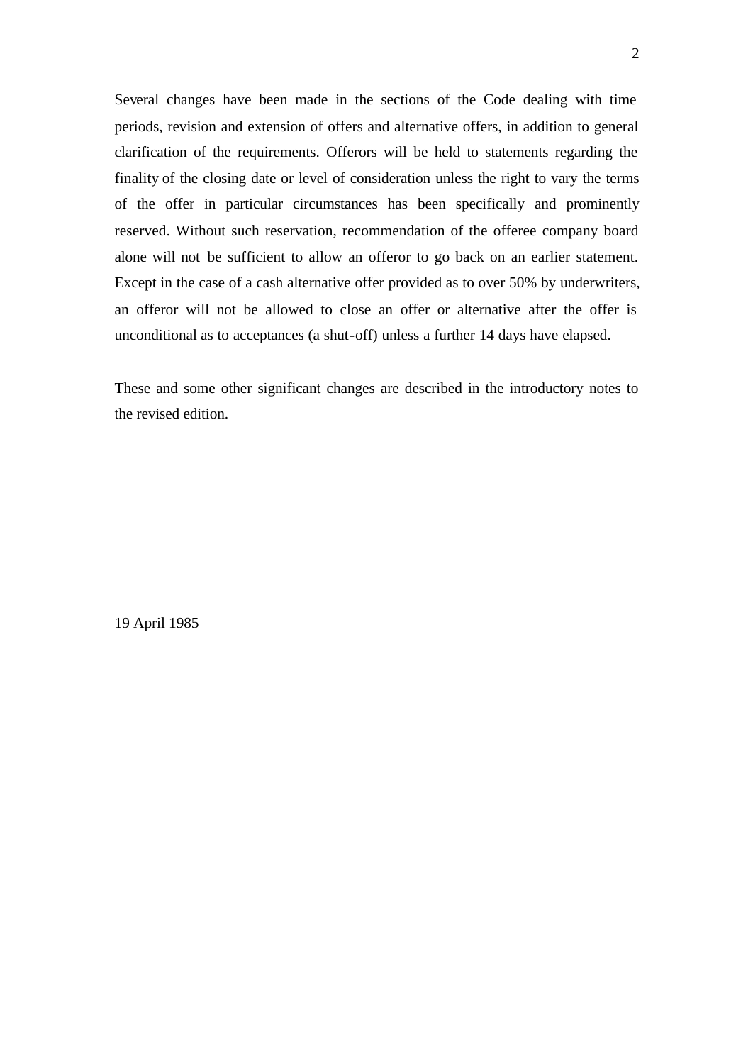Several changes have been made in the sections of the Code dealing with time periods, revision and extension of offers and alternative offers, in addition to general clarification of the requirements. Offerors will be held to statements regarding the finality of the closing date or level of consideration unless the right to vary the terms of the offer in particular circumstances has been specifically and prominently reserved. Without such reservation, recommendation of the offeree company board alone will not be sufficient to allow an offeror to go back on an earlier statement. Except in the case of a cash alternative offer provided as to over 50% by underwriters, an offeror will not be allowed to close an offer or alternative after the offer is unconditional as to acceptances (a shut-off) unless a further 14 days have elapsed.

These and some other significant changes are described in the introductory notes to the revised edition.

19 April 1985